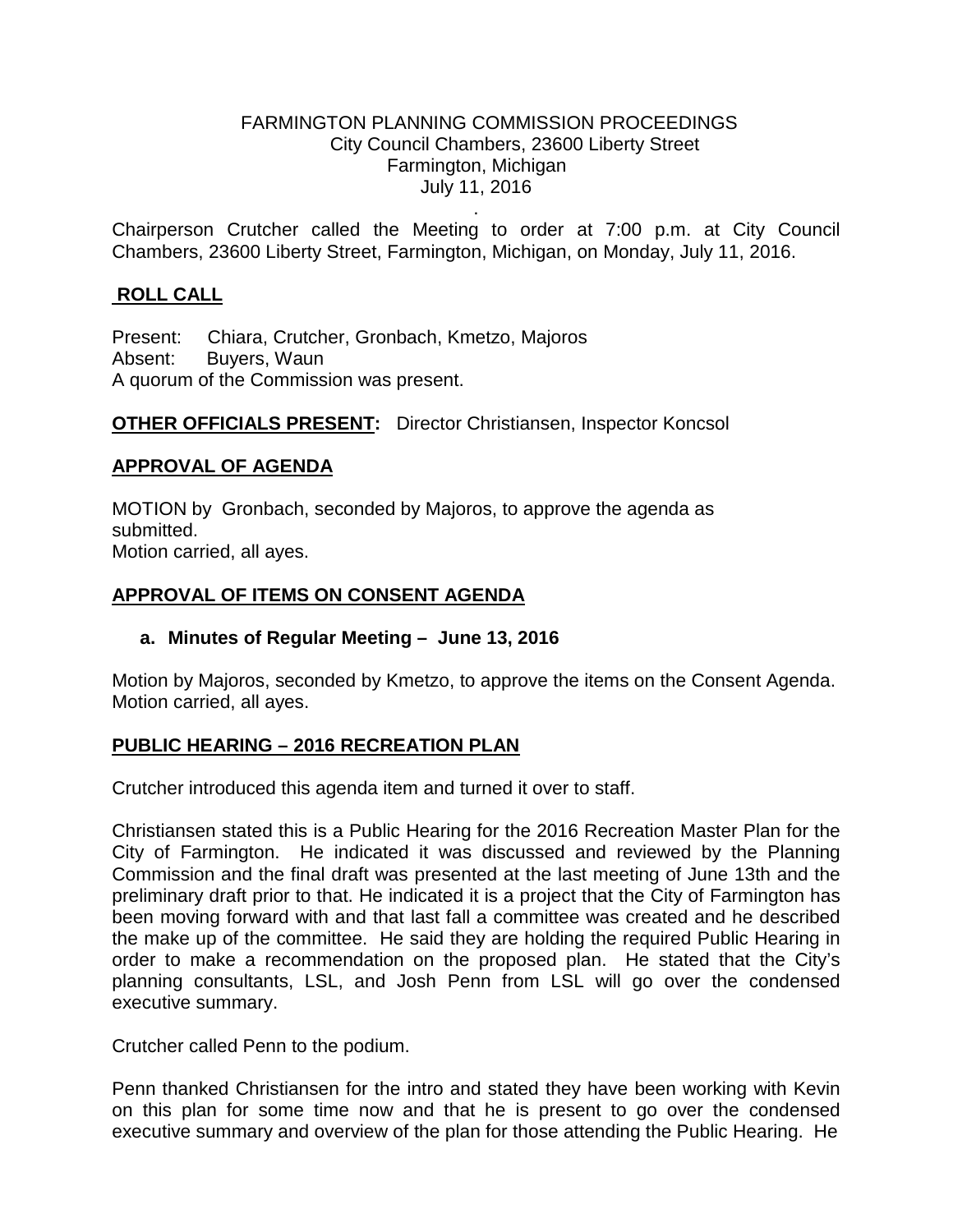FARMINGTON PLANNING COMMISSION PROCEEDINGS
City Council Chambers, 23600 Liberty Street
Farmington, Michigan
July 11, 2016

Chairperson Crutcher called the Meeting to order at 7:00 p.m. at City Council Chambers, 23600 Liberty Street, Farmington, Michigan, on Monday, July 11, 2016.

## ROLL CALL

Present: Chiara, Crutcher, Gronbach, Kmetzo, Majoros
Absent: Buyers, Waun
A quorum of the Commission was present.

**OTHER OFFICIALS PRESENT:** Director Christiansen, Inspector Koncsol

## APPROVAL OF AGENDA

MOTION by Gronbach, seconded by Majoros, to approve the agenda as submitted.
Motion carried, all ayes.

## APPROVAL OF ITEMS ON CONSENT AGENDA

**a. Minutes of Regular Meeting – June 13, 2016**

Motion by Majoros, seconded by Kmetzo, to approve the items on the Consent Agenda.
Motion carried, all ayes.

## PUBLIC HEARING – 2016 RECREATION PLAN

Crutcher introduced this agenda item and turned it over to staff.

Christiansen stated this is a Public Hearing for the 2016 Recreation Master Plan for the City of Farmington. He indicated it was discussed and reviewed by the Planning Commission and the final draft was presented at the last meeting of June 13th and the preliminary draft prior to that. He indicated it is a project that the City of Farmington has been moving forward with and that last fall a committee was created and he described the make up of the committee. He said they are holding the required Public Hearing in order to make a recommendation on the proposed plan. He stated that the City's planning consultants, LSL, and Josh Penn from LSL will go over the condensed executive summary.

Crutcher called Penn to the podium.

Penn thanked Christiansen for the intro and stated they have been working with Kevin on this plan for some time now and that he is present to go over the condensed executive summary and overview of the plan for those attending the Public Hearing. He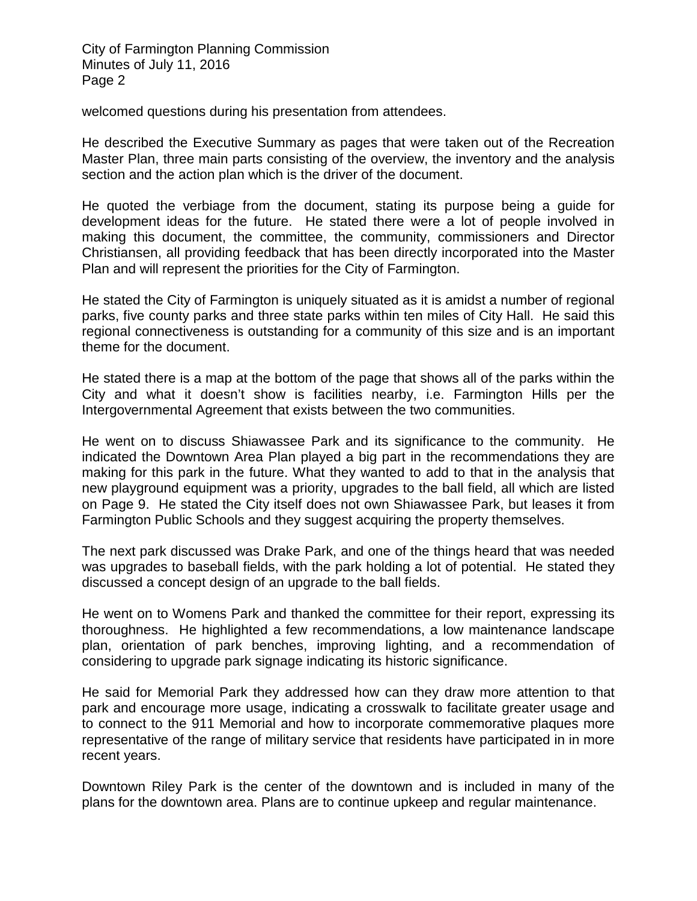welcomed questions during his presentation from attendees.

He described the Executive Summary as pages that were taken out of the Recreation Master Plan, three main parts consisting of the overview, the inventory and the analysis section and the action plan which is the driver of the document.

He quoted the verbiage from the document, stating its purpose being a guide for development ideas for the future. He stated there were a lot of people involved in making this document, the committee, the community, commissioners and Director Christiansen, all providing feedback that has been directly incorporated into the Master Plan and will represent the priorities for the City of Farmington.

He stated the City of Farmington is uniquely situated as it is amidst a number of regional parks, five county parks and three state parks within ten miles of City Hall. He said this regional connectiveness is outstanding for a community of this size and is an important theme for the document.

He stated there is a map at the bottom of the page that shows all of the parks within the City and what it doesn't show is facilities nearby, i.e. Farmington Hills per the Intergovernmental Agreement that exists between the two communities.

He went on to discuss Shiawassee Park and its significance to the community. He indicated the Downtown Area Plan played a big part in the recommendations they are making for this park in the future. What they wanted to add to that in the analysis that new playground equipment was a priority, upgrades to the ball field, all which are listed on Page 9. He stated the City itself does not own Shiawassee Park, but leases it from Farmington Public Schools and they suggest acquiring the property themselves.

The next park discussed was Drake Park, and one of the things heard that was needed was upgrades to baseball fields, with the park holding a lot of potential. He stated they discussed a concept design of an upgrade to the ball fields.

He went on to Womens Park and thanked the committee for their report, expressing its thoroughness. He highlighted a few recommendations, a low maintenance landscape plan, orientation of park benches, improving lighting, and a recommendation of considering to upgrade park signage indicating its historic significance.

He said for Memorial Park they addressed how can they draw more attention to that park and encourage more usage, indicating a crosswalk to facilitate greater usage and to connect to the 911 Memorial and how to incorporate commemorative plaques more representative of the range of military service that residents have participated in in more recent years.

Downtown Riley Park is the center of the downtown and is included in many of the plans for the downtown area. Plans are to continue upkeep and regular maintenance.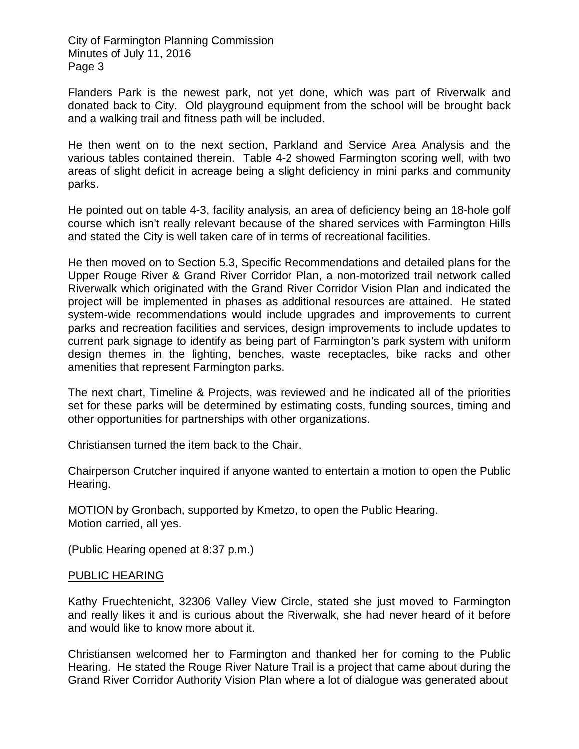Flanders Park is the newest park, not yet done, which was part of Riverwalk and donated back to City. Old playground equipment from the school will be brought back and a walking trail and fitness path will be included.

He then went on to the next section, Parkland and Service Area Analysis and the various tables contained therein. Table 4-2 showed Farmington scoring well, with two areas of slight deficit in acreage being a slight deficiency in mini parks and community parks.

He pointed out on table 4-3, facility analysis, an area of deficiency being an 18-hole golf course which isn't really relevant because of the shared services with Farmington Hills and stated the City is well taken care of in terms of recreational facilities.

He then moved on to Section 5.3, Specific Recommendations and detailed plans for the Upper Rouge River & Grand River Corridor Plan, a non-motorized trail network called Riverwalk which originated with the Grand River Corridor Vision Plan and indicated the project will be implemented in phases as additional resources are attained. He stated system-wide recommendations would include upgrades and improvements to current parks and recreation facilities and services, design improvements to include updates to current park signage to identify as being part of Farmington's park system with uniform design themes in the lighting, benches, waste receptacles, bike racks and other amenities that represent Farmington parks.

The next chart, Timeline & Projects, was reviewed and he indicated all of the priorities set for these parks will be determined by estimating costs, funding sources, timing and other opportunities for partnerships with other organizations.

Christiansen turned the item back to the Chair.

Chairperson Crutcher inquired if anyone wanted to entertain a motion to open the Public Hearing.

MOTION by Gronbach, supported by Kmetzo, to open the Public Hearing.
Motion carried, all yes.

(Public Hearing opened at 8:37 p.m.)

PUBLIC HEARING

Kathy Fruechtenicht, 32306 Valley View Circle, stated she just moved to Farmington and really likes it and is curious about the Riverwalk, she had never heard of it before and would like to know more about it.

Christiansen welcomed her to Farmington and thanked her for coming to the Public Hearing. He stated the Rouge River Nature Trail is a project that came about during the Grand River Corridor Authority Vision Plan where a lot of dialogue was generated about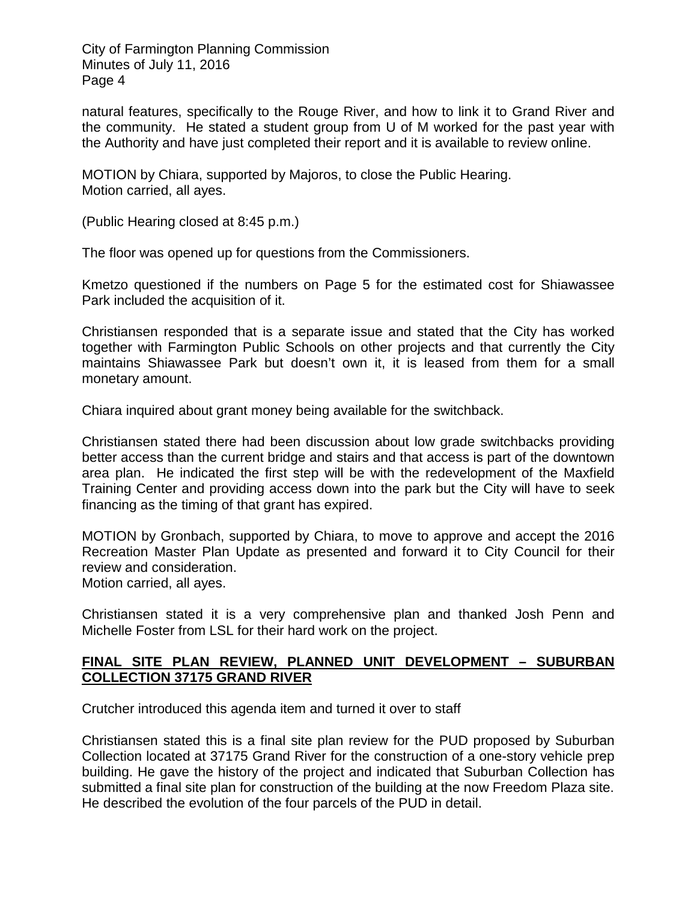natural features, specifically to the Rouge River, and how to link it to Grand River and the community. He stated a student group from U of M worked for the past year with the Authority and have just completed their report and it is available to review online.

MOTION by Chiara, supported by Majoros, to close the Public Hearing.
Motion carried, all ayes.

(Public Hearing closed at 8:45 p.m.)

The floor was opened up for questions from the Commissioners.

Kmetzo questioned if the numbers on Page 5 for the estimated cost for Shiawassee Park included the acquisition of it.

Christiansen responded that is a separate issue and stated that the City has worked together with Farmington Public Schools on other projects and that currently the City maintains Shiawassee Park but doesn't own it, it is leased from them for a small monetary amount.

Chiara inquired about grant money being available for the switchback.

Christiansen stated there had been discussion about low grade switchbacks providing better access than the current bridge and stairs and that access is part of the downtown area plan. He indicated the first step will be with the redevelopment of the Maxfield Training Center and providing access down into the park but the City will have to seek financing as the timing of that grant has expired.

MOTION by Gronbach, supported by Chiara, to move to approve and accept the 2016 Recreation Master Plan Update as presented and forward it to City Council for their review and consideration.
Motion carried, all ayes.

Christiansen stated it is a very comprehensive plan and thanked Josh Penn and Michelle Foster from LSL for their hard work on the project.

**FINAL SITE PLAN REVIEW, PLANNED UNIT DEVELOPMENT – SUBURBAN COLLECTION 37175 GRAND RIVER**

Crutcher introduced this agenda item and turned it over to staff

Christiansen stated this is a final site plan review for the PUD proposed by Suburban Collection located at 37175 Grand River for the construction of a one-story vehicle prep building. He gave the history of the project and indicated that Suburban Collection has submitted a final site plan for construction of the building at the now Freedom Plaza site. He described the evolution of the four parcels of the PUD in detail.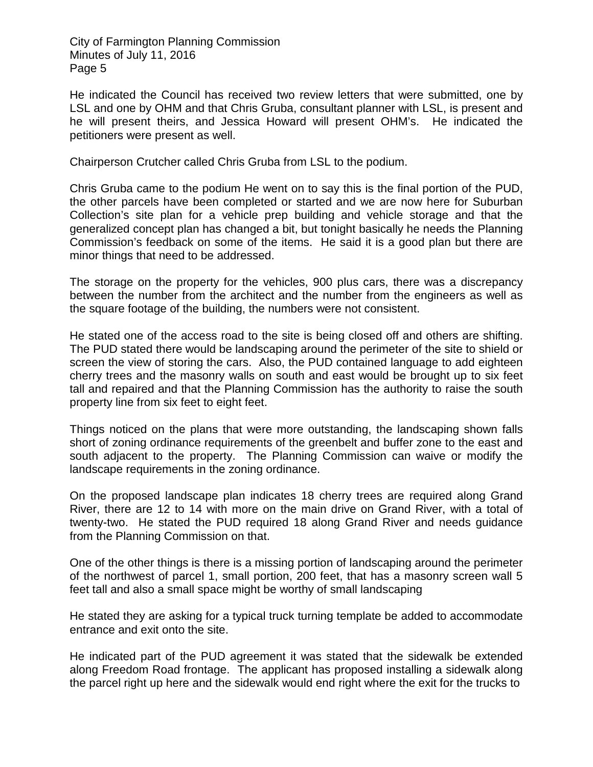He indicated the Council has received two review letters that were submitted, one by LSL and one by OHM and that Chris Gruba, consultant planner with LSL, is present and he will present theirs, and Jessica Howard will present OHM's. He indicated the petitioners were present as well.

Chairperson Crutcher called Chris Gruba from LSL to the podium.

Chris Gruba came to the podium He went on to say this is the final portion of the PUD, the other parcels have been completed or started and we are now here for Suburban Collection's site plan for a vehicle prep building and vehicle storage and that the generalized concept plan has changed a bit, but tonight basically he needs the Planning Commission's feedback on some of the items. He said it is a good plan but there are minor things that need to be addressed.

The storage on the property for the vehicles, 900 plus cars, there was a discrepancy between the number from the architect and the number from the engineers as well as the square footage of the building, the numbers were not consistent.

He stated one of the access road to the site is being closed off and others are shifting. The PUD stated there would be landscaping around the perimeter of the site to shield or screen the view of storing the cars. Also, the PUD contained language to add eighteen cherry trees and the masonry walls on south and east would be brought up to six feet tall and repaired and that the Planning Commission has the authority to raise the south property line from six feet to eight feet.

Things noticed on the plans that were more outstanding, the landscaping shown falls short of zoning ordinance requirements of the greenbelt and buffer zone to the east and south adjacent to the property. The Planning Commission can waive or modify the landscape requirements in the zoning ordinance.

On the proposed landscape plan indicates 18 cherry trees are required along Grand River, there are 12 to 14 with more on the main drive on Grand River, with a total of twenty-two. He stated the PUD required 18 along Grand River and needs guidance from the Planning Commission on that.

One of the other things is there is a missing portion of landscaping around the perimeter of the northwest of parcel 1, small portion, 200 feet, that has a masonry screen wall 5 feet tall and also a small space might be worthy of small landscaping

He stated they are asking for a typical truck turning template be added to accommodate entrance and exit onto the site.

He indicated part of the PUD agreement it was stated that the sidewalk be extended along Freedom Road frontage. The applicant has proposed installing a sidewalk along the parcel right up here and the sidewalk would end right where the exit for the trucks to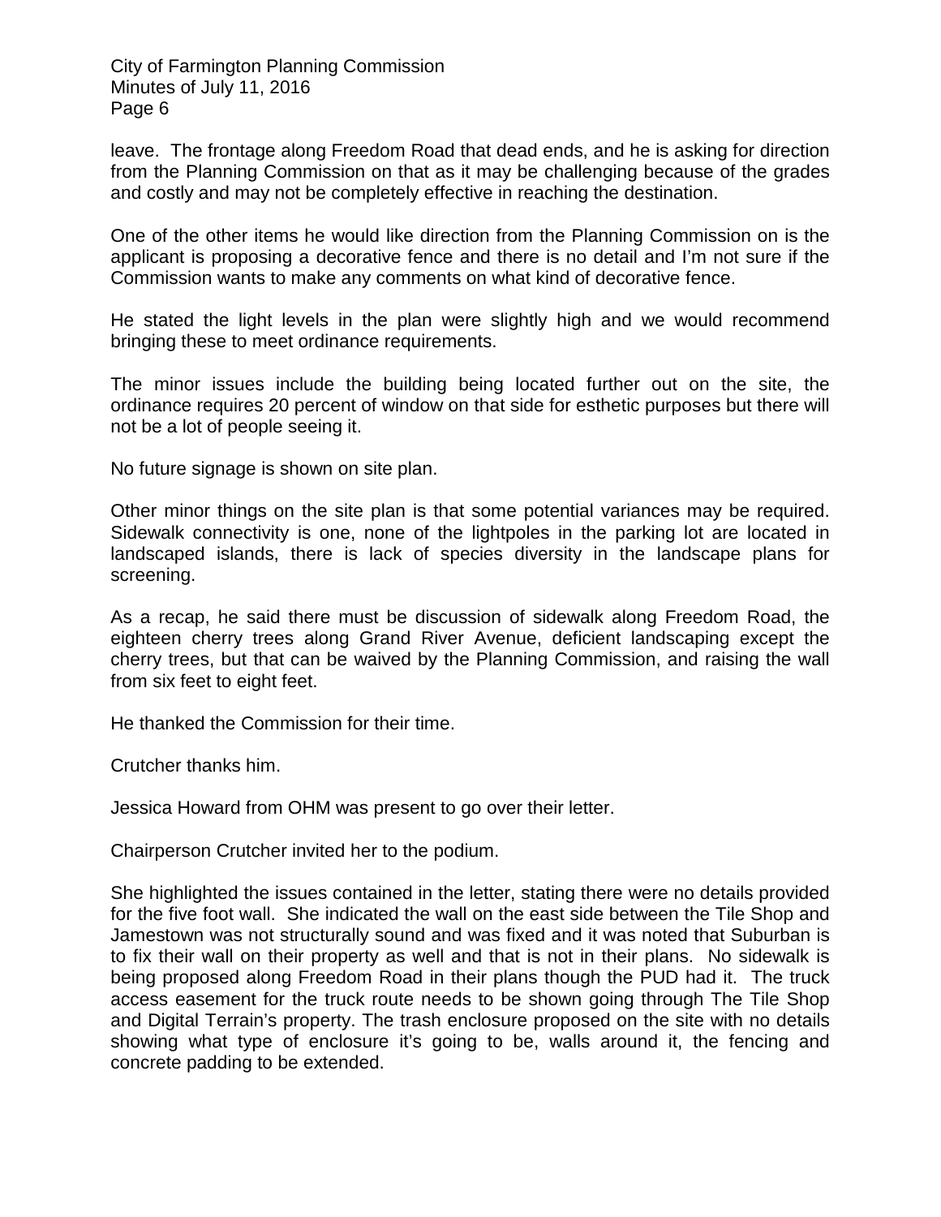leave. The frontage along Freedom Road that dead ends, and he is asking for direction from the Planning Commission on that as it may be challenging because of the grades and costly and may not be completely effective in reaching the destination.

One of the other items he would like direction from the Planning Commission on is the applicant is proposing a decorative fence and there is no detail and I'm not sure if the Commission wants to make any comments on what kind of decorative fence.

He stated the light levels in the plan were slightly high and we would recommend bringing these to meet ordinance requirements.

The minor issues include the building being located further out on the site, the ordinance requires 20 percent of window on that side for esthetic purposes but there will not be a lot of people seeing it.

No future signage is shown on site plan.

Other minor things on the site plan is that some potential variances may be required. Sidewalk connectivity is one, none of the lightpoles in the parking lot are located in landscaped islands, there is lack of species diversity in the landscape plans for screening.

As a recap, he said there must be discussion of sidewalk along Freedom Road, the eighteen cherry trees along Grand River Avenue, deficient landscaping except the cherry trees, but that can be waived by the Planning Commission, and raising the wall from six feet to eight feet.

He thanked the Commission for their time.

Crutcher thanks him.

Jessica Howard from OHM was present to go over their letter.

Chairperson Crutcher invited her to the podium.

She highlighted the issues contained in the letter, stating there were no details provided for the five foot wall. She indicated the wall on the east side between the Tile Shop and Jamestown was not structurally sound and was fixed and it was noted that Suburban is to fix their wall on their property as well and that is not in their plans. No sidewalk is being proposed along Freedom Road in their plans though the PUD had it. The truck access easement for the truck route needs to be shown going through The Tile Shop and Digital Terrain's property. The trash enclosure proposed on the site with no details showing what type of enclosure it's going to be, walls around it, the fencing and concrete padding to be extended.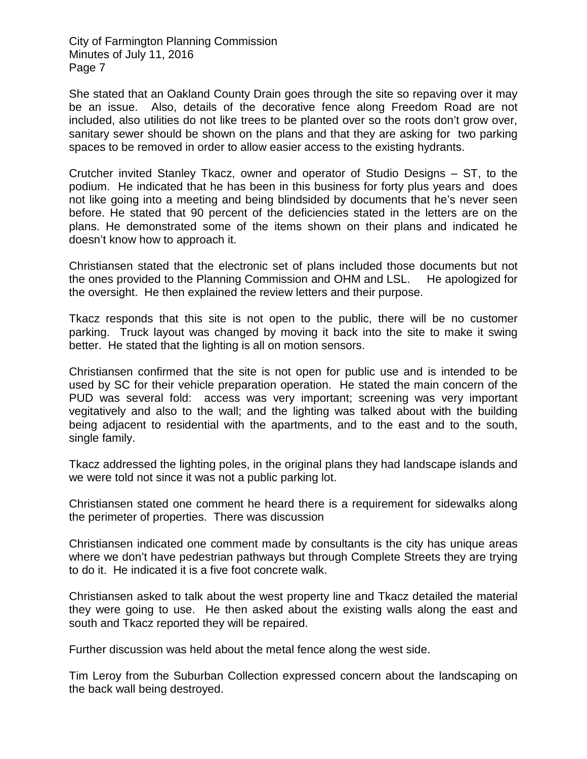She stated that an Oakland County Drain goes through the site so repaving over it may be an issue. Also, details of the decorative fence along Freedom Road are not included, also utilities do not like trees to be planted over so the roots don't grow over, sanitary sewer should be shown on the plans and that they are asking for two parking spaces to be removed in order to allow easier access to the existing hydrants.

Crutcher invited Stanley Tkacz, owner and operator of Studio Designs – ST, to the podium. He indicated that he has been in this business for forty plus years and does not like going into a meeting and being blindsided by documents that he's never seen before. He stated that 90 percent of the deficiencies stated in the letters are on the plans. He demonstrated some of the items shown on their plans and indicated he doesn't know how to approach it.

Christiansen stated that the electronic set of plans included those documents but not the ones provided to the Planning Commission and OHM and LSL. He apologized for the oversight. He then explained the review letters and their purpose.

Tkacz responds that this site is not open to the public, there will be no customer parking. Truck layout was changed by moving it back into the site to make it swing better. He stated that the lighting is all on motion sensors.

Christiansen confirmed that the site is not open for public use and is intended to be used by SC for their vehicle preparation operation. He stated the main concern of the PUD was several fold: access was very important; screening was very important vegitatively and also to the wall; and the lighting was talked about with the building being adjacent to residential with the apartments, and to the east and to the south, single family.

Tkacz addressed the lighting poles, in the original plans they had landscape islands and we were told not since it was not a public parking lot.

Christiansen stated one comment he heard there is a requirement for sidewalks along the perimeter of properties. There was discussion

Christiansen indicated one comment made by consultants is the city has unique areas where we don't have pedestrian pathways but through Complete Streets they are trying to do it. He indicated it is a five foot concrete walk.

Christiansen asked to talk about the west property line and Tkacz detailed the material they were going to use. He then asked about the existing walls along the east and south and Tkacz reported they will be repaired.

Further discussion was held about the metal fence along the west side.

Tim Leroy from the Suburban Collection expressed concern about the landscaping on the back wall being destroyed.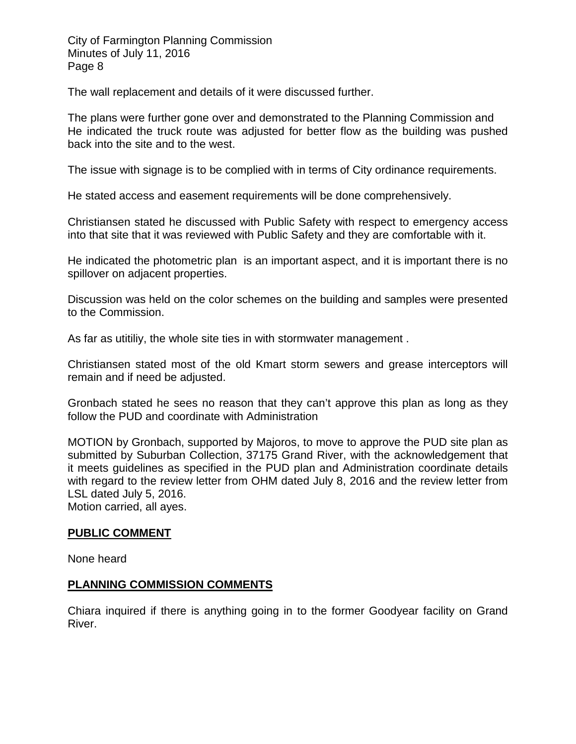The wall replacement and details of it were discussed further.

The plans were further gone over and demonstrated to the Planning Commission and He indicated the truck route was adjusted for better flow as the building was pushed back into the site and to the west.

The issue with signage is to be complied with in terms of City ordinance requirements.

He stated access and easement requirements will be done comprehensively.

Christiansen stated he discussed with Public Safety with respect to emergency access into that site that it was reviewed with Public Safety and they are comfortable with it.

He indicated the photometric plan is an important aspect, and it is important there is no spillover on adjacent properties.

Discussion was held on the color schemes on the building and samples were presented to the Commission.

As far as utitiliy, the whole site ties in with stormwater management .

Christiansen stated most of the old Kmart storm sewers and grease interceptors will remain and if need be adjusted.

Gronbach stated he sees no reason that they can't approve this plan as long as they follow the PUD and coordinate with Administration

MOTION by Gronbach, supported by Majoros, to move to approve the PUD site plan as submitted by Suburban Collection, 37175 Grand River, with the acknowledgement that it meets guidelines as specified in the PUD plan and Administration coordinate details with regard to the review letter from OHM dated July 8, 2016 and the review letter from LSL dated July 5, 2016.
Motion carried, all ayes.

## PUBLIC COMMENT

None heard

## PLANNING COMMISSION COMMENTS

Chiara inquired if there is anything going in to the former Goodyear facility on Grand River.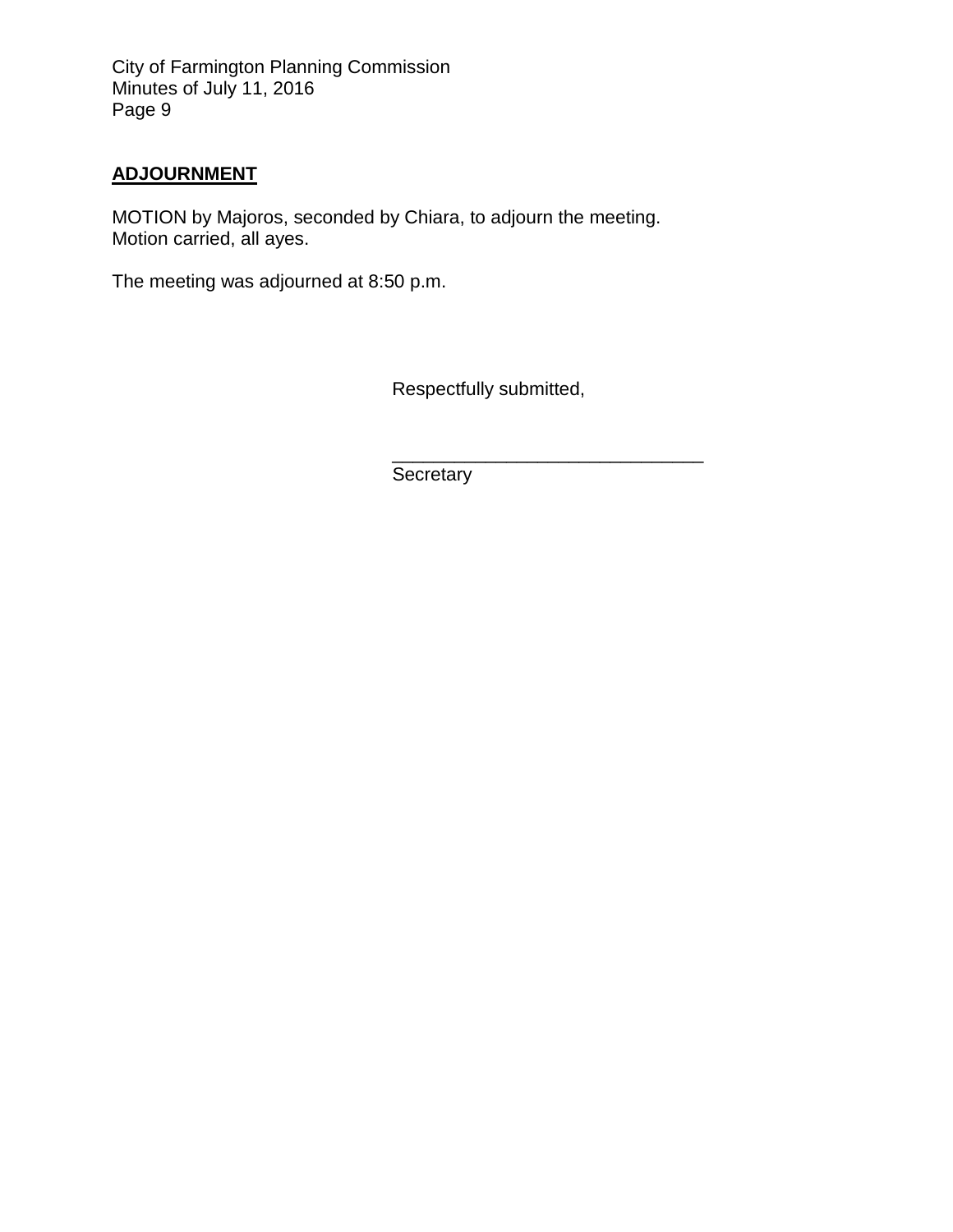## ADJOURNMENT

MOTION by Majoros, seconded by Chiara, to adjourn the meeting.
Motion carried, all ayes.

The meeting was adjourned at 8:50 p.m.

Respectfully submitted,

_______________________________
Secretary